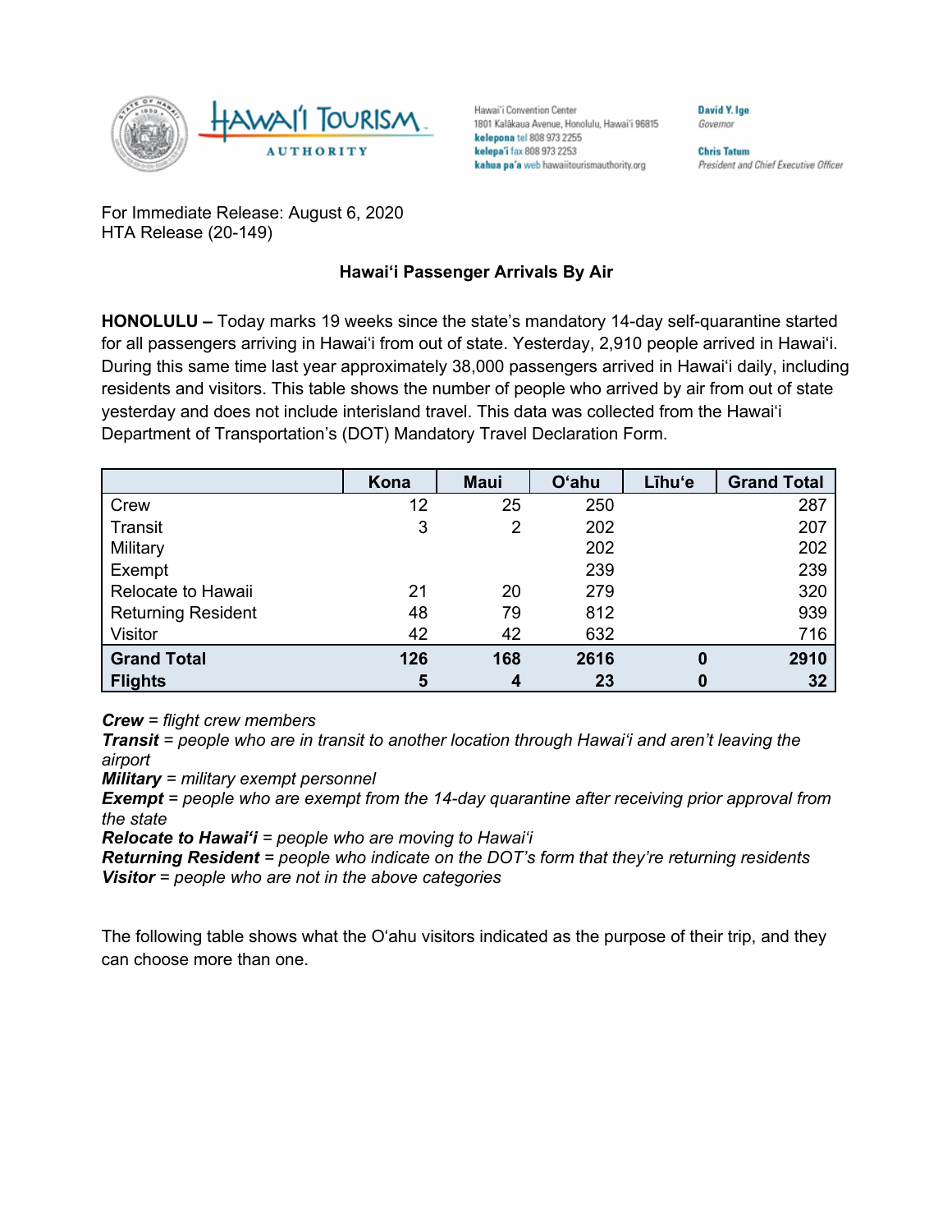Hawaiʻi Convention Center
1801 Kalākaua Avenue, Honolulu, Hawaiʻi 96815
**kelepona** tel 808 973 2255
**kelepaʻi** fax 808 973 2253
**kahua paʻa** web hawaiitourismauthority.org

**David Y. Ige**
*Governor*

**Chris Tatum**
*President and Chief Executive Officer*

For Immediate Release: August 6, 2020
HTA Release (20-149)

## Hawaiʻi Passenger Arrivals By Air

**HONOLULU –** Today marks 19 weeks since the state's mandatory 14-day self-quarantine started for all passengers arriving in Hawaiʻi from out of state. Yesterday, 2,910 people arrived in Hawaiʻi. During this same time last year approximately 38,000 passengers arrived in Hawaiʻi daily, including residents and visitors. This table shows the number of people who arrived by air from out of state yesterday and does not include interisland travel. This data was collected from the Hawaiʻi Department of Transportation's (DOT) Mandatory Travel Declaration Form.

| | Kona | Maui | Oʻahu | Līhuʻe | Grand Total |
|---|---|---|---|---|---|
| Crew | 12 | 25 | 250 | | 287 |
| Transit | 3 | 2 | 202 | | 207 |
| Military | | | 202 | | 202 |
| Exempt | | | 239 | | 239 |
| Relocate to Hawaii | 21 | 20 | 279 | | 320 |
| Returning Resident | 48 | 79 | 812 | | 939 |
| Visitor | 42 | 42 | 632 | | 716 |
| **Grand Total** | **126** | **168** | **2616** | **0** | **2910** |
| **Flights** | **5** | **4** | **23** | **0** | **32** |

***Crew*** *= flight crew members*
***Transit*** *= people who are in transit to another location through Hawaiʻi and aren't leaving the airport*
***Military*** *= military exempt personnel*
***Exempt*** *= people who are exempt from the 14-day quarantine after receiving prior approval from the state*
***Relocate to Hawaiʻi*** *= people who are moving to Hawaiʻi*
***Returning Resident*** *= people who indicate on the DOT's form that they're returning residents*
***Visitor*** *= people who are not in the above categories*

The following table shows what the Oʻahu visitors indicated as the purpose of their trip, and they can choose more than one.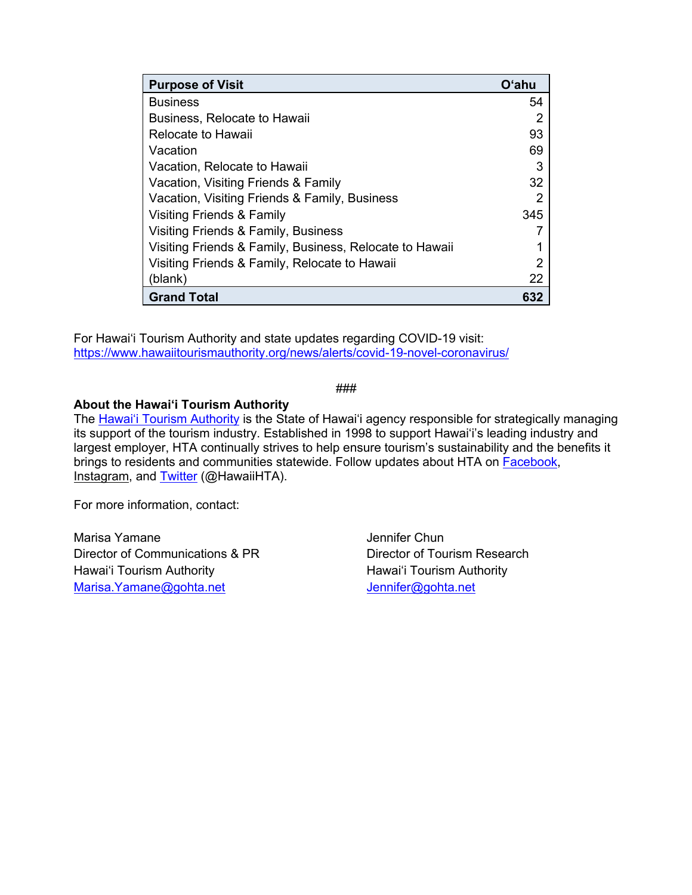| Purpose of Visit | O'ahu |
|---|---|
| Business | 54 |
| Business, Relocate to Hawaii | 2 |
| Relocate to Hawaii | 93 |
| Vacation | 69 |
| Vacation, Relocate to Hawaii | 3 |
| Vacation, Visiting Friends & Family | 32 |
| Vacation, Visiting Friends & Family, Business | 2 |
| Visiting Friends & Family | 345 |
| Visiting Friends & Family, Business | 7 |
| Visiting Friends & Family, Business, Relocate to Hawaii | 1 |
| Visiting Friends & Family, Relocate to Hawaii | 2 |
| (blank) | 22 |
| **Grand Total** | **632** |

For Hawai'i Tourism Authority and state updates regarding COVID-19 visit: https://www.hawaiitourismauthority.org/news/alerts/covid-19-novel-coronavirus/

###

**About the Hawai'i Tourism Authority**

The Hawai'i Tourism Authority is the State of Hawai'i agency responsible for strategically managing its support of the tourism industry. Established in 1998 to support Hawai'i's leading industry and largest employer, HTA continually strives to help ensure tourism's sustainability and the benefits it brings to residents and communities statewide. Follow updates about HTA on Facebook, Instagram, and Twitter (@HawaiiHTA).

For more information, contact:

Marisa Yamane
Director of Communications & PR
Hawai'i Tourism Authority
Marisa.Yamane@gohta.net

Jennifer Chun
Director of Tourism Research
Hawai'i Tourism Authority
Jennifer@gohta.net